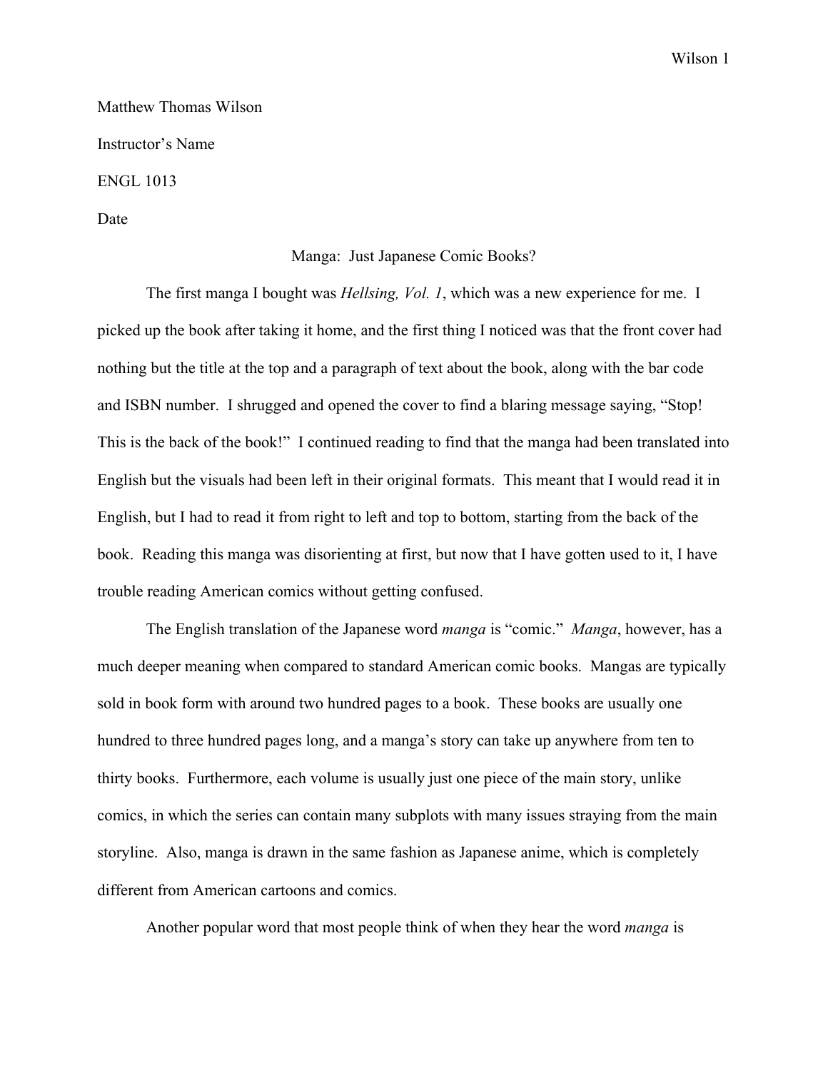Matthew Thomas Wilson

Instructor's Name

ENGL 1013

Date

# Manga: Just Japanese Comic Books?

The first manga I bought was *Hellsing, Vol. 1*, which was a new experience for me. I picked up the book after taking it home, and the first thing I noticed was that the front cover had nothing but the title at the top and a paragraph of text about the book, along with the bar code and ISBN number. I shrugged and opened the cover to find a blaring message saying, "Stop! This is the back of the book!" I continued reading to find that the manga had been translated into English but the visuals had been left in their original formats. This meant that I would read it in English, but I had to read it from right to left and top to bottom, starting from the back of the book. Reading this manga was disorienting at first, but now that I have gotten used to it, I have trouble reading American comics without getting confused.

The English translation of the Japanese word *manga* is "comic." *Manga*, however, has a much deeper meaning when compared to standard American comic books. Mangas are typically sold in book form with around two hundred pages to a book. These books are usually one hundred to three hundred pages long, and a manga's story can take up anywhere from ten to thirty books. Furthermore, each volume is usually just one piece of the main story, unlike comics, in which the series can contain many subplots with many issues straying from the main storyline. Also, manga is drawn in the same fashion as Japanese anime, which is completely different from American cartoons and comics.

Another popular word that most people think of when they hear the word *manga* is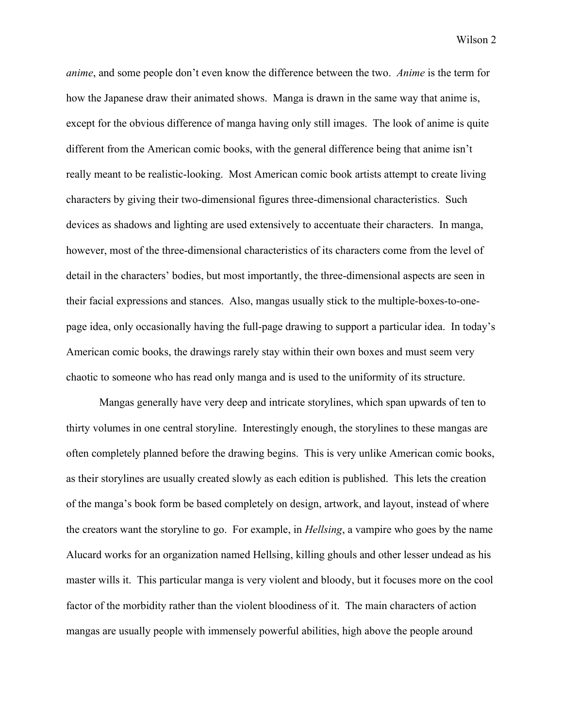*anime*, and some people don't even know the difference between the two. *Anime* is the term for how the Japanese draw their animated shows. Manga is drawn in the same way that anime is, except for the obvious difference of manga having only still images. The look of anime is quite different from the American comic books, with the general difference being that anime isn't really meant to be realistic-looking. Most American comic book artists attempt to create living characters by giving their two-dimensional figures three-dimensional characteristics. Such devices as shadows and lighting are used extensively to accentuate their characters. In manga, however, most of the three-dimensional characteristics of its characters come from the level of detail in the characters' bodies, but most importantly, the three-dimensional aspects are seen in their facial expressions and stances. Also, mangas usually stick to the multiple-boxes-to-one-page idea, only occasionally having the full-page drawing to support a particular idea. In today's American comic books, the drawings rarely stay within their own boxes and must seem very chaotic to someone who has read only manga and is used to the uniformity of its structure.

Mangas generally have very deep and intricate storylines, which span upwards of ten to thirty volumes in one central storyline. Interestingly enough, the storylines to these mangas are often completely planned before the drawing begins. This is very unlike American comic books, as their storylines are usually created slowly as each edition is published. This lets the creation of the manga's book form be based completely on design, artwork, and layout, instead of where the creators want the storyline to go. For example, in *Hellsing*, a vampire who goes by the name Alucard works for an organization named Hellsing, killing ghouls and other lesser undead as his master wills it. This particular manga is very violent and bloody, but it focuses more on the cool factor of the morbidity rather than the violent bloodiness of it. The main characters of action mangas are usually people with immensely powerful abilities, high above the people around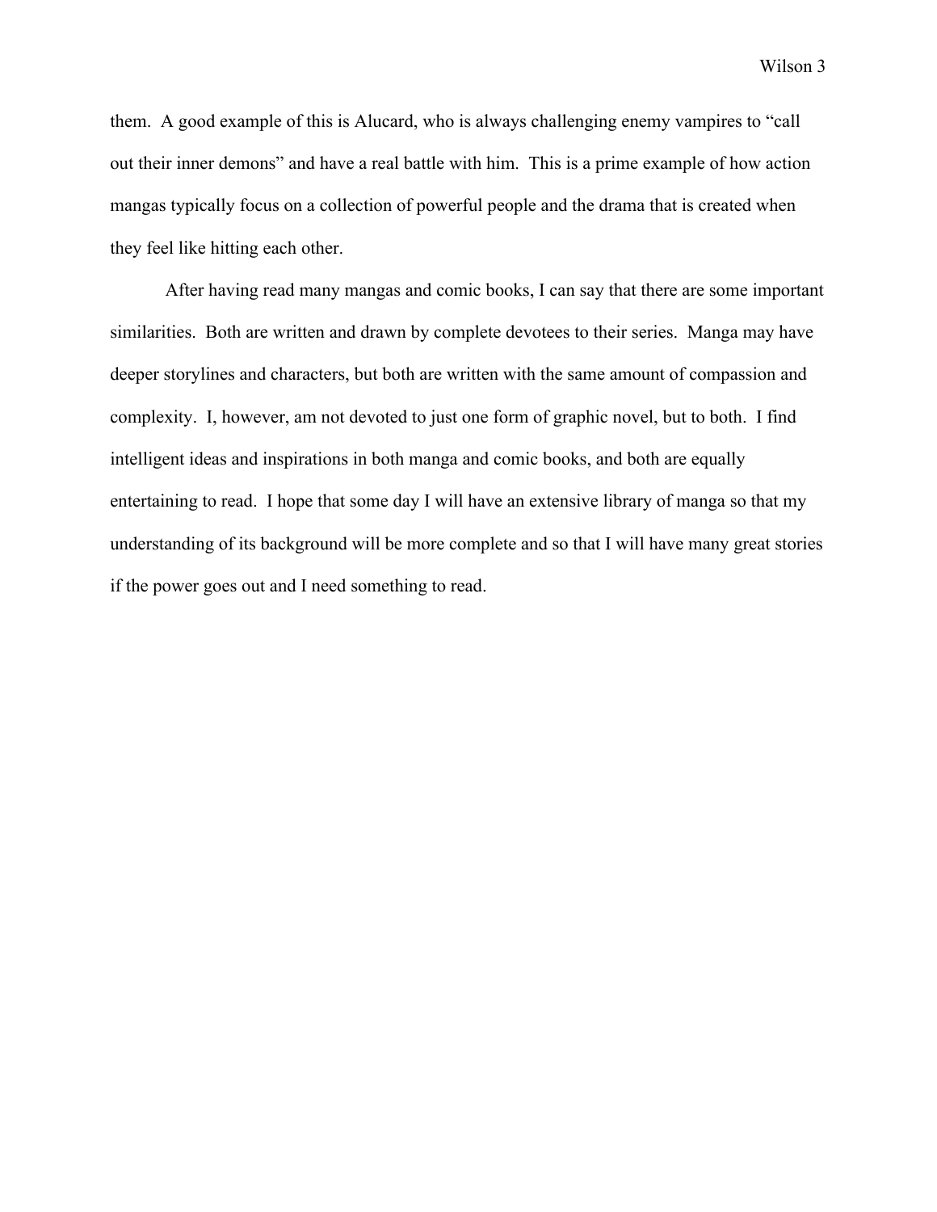them.  A good example of this is Alucard, who is always challenging enemy vampires to "call out their inner demons" and have a real battle with him.  This is a prime example of how action mangas typically focus on a collection of powerful people and the drama that is created when they feel like hitting each other.

After having read many mangas and comic books, I can say that there are some important similarities.  Both are written and drawn by complete devotees to their series.  Manga may have deeper storylines and characters, but both are written with the same amount of compassion and complexity.  I, however, am not devoted to just one form of graphic novel, but to both.  I find intelligent ideas and inspirations in both manga and comic books, and both are equally entertaining to read.  I hope that some day I will have an extensive library of manga so that my understanding of its background will be more complete and so that I will have many great stories if the power goes out and I need something to read.